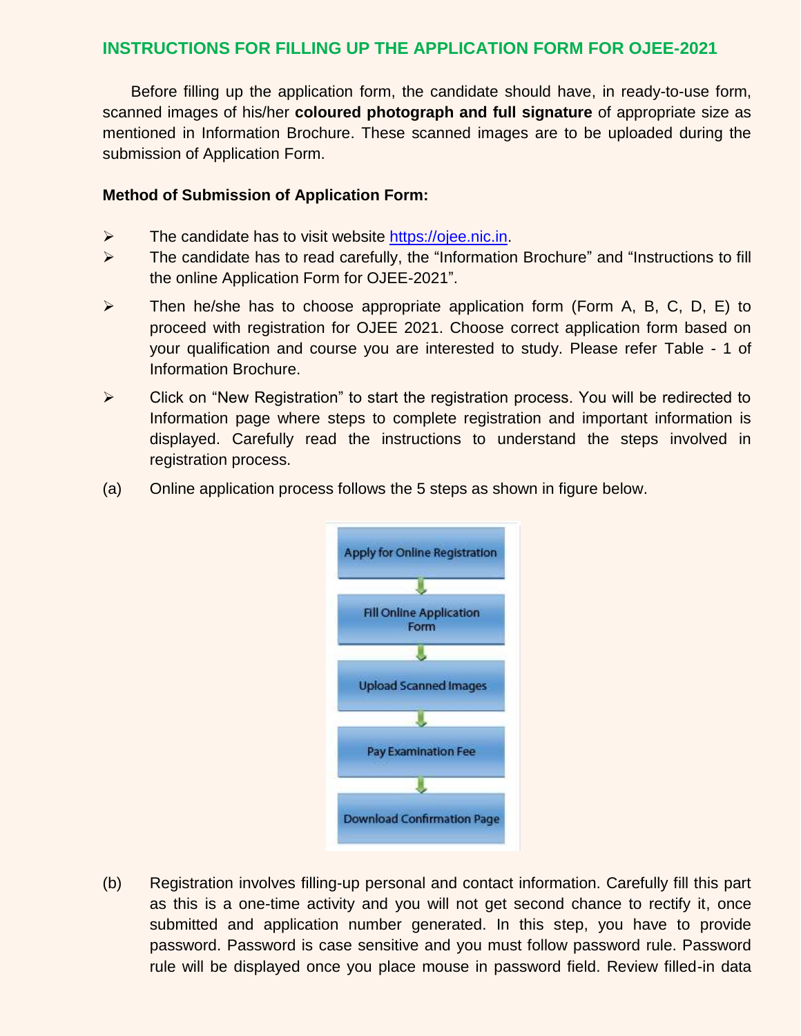## INSTRUCTIONS FOR FILLING UP THE APPLICATION FORM FOR OJEE-2021

Before filling up the application form, the candidate should have, in ready-to-use form, scanned images of his/her **coloured photograph and full signature** of appropriate size as mentioned in Information Brochure. These scanned images are to be uploaded during the submission of Application Form.

**Method of Submission of Application Form:**

- The candidate has to visit website https://ojee.nic.in.
- The candidate has to read carefully, the "Information Brochure" and "Instructions to fill the online Application Form for OJEE-2021".
- Then he/she has to choose appropriate application form (Form A, B, C, D, E) to proceed with registration for OJEE 2021. Choose correct application form based on your qualification and course you are interested to study. Please refer Table - 1 of Information Brochure.
- Click on "New Registration" to start the registration process. You will be redirected to Information page where steps to complete registration and important information is displayed. Carefully read the instructions to understand the steps involved in registration process.

(a) Online application process follows the 5 steps as shown in figure below.

Apply for Online Registration
↓
Fill Online Application Form
↓
Upload Scanned Images
↓
Pay Examination Fee
↓
Download Confirmation Page

(b) Registration involves filling-up personal and contact information. Carefully fill this part as this is a one-time activity and you will not get second chance to rectify it, once submitted and application number generated. In this step, you have to provide password. Password is case sensitive and you must follow password rule. Password rule will be displayed once you place mouse in password field. Review filled-in data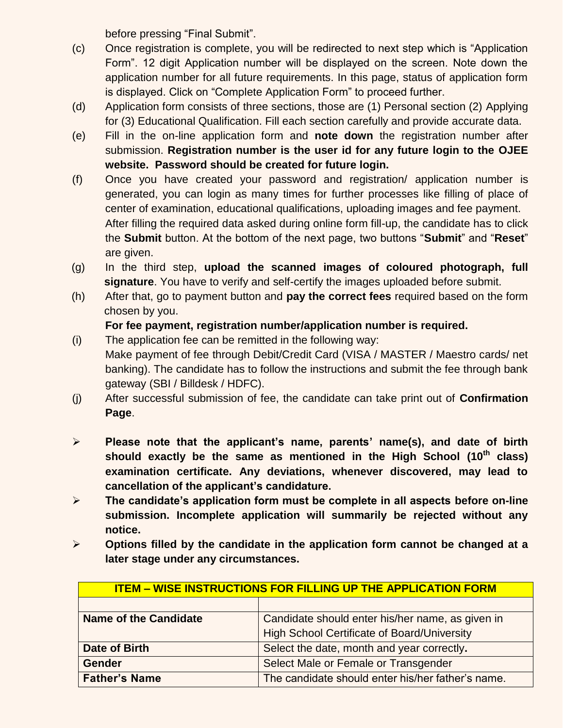before pressing “Final Submit”.

(c) Once registration is complete, you will be redirected to next step which is “Application Form”. 12 digit Application number will be displayed on the screen. Note down the application number for all future requirements. In this page, status of application form is displayed. Click on “Complete Application Form” to proceed further.

(d) Application form consists of three sections, those are (1) Personal section (2) Applying for (3) Educational Qualification. Fill each section carefully and provide accurate data.

(e) Fill in the on-line application form and **note down** the registration number after submission. **Registration number is the user id for any future login to the OJEE website. Password should be created for future login.**

(f) Once you have created your password and registration/ application number is generated, you can login as many times for further processes like filling of place of center of examination, educational qualifications, uploading images and fee payment. After filling the required data asked during online form fill-up, the candidate has to click the **Submit** button. At the bottom of the next page, two buttons “**Submit**” and “**Reset**” are given.

(g) In the third step, **upload the scanned images of coloured photograph, full signature**. You have to verify and self-certify the images uploaded before submit.

(h) After that, go to payment button and **pay the correct fees** required based on the form chosen by you.

**For fee payment, registration number/application number is required.**

(i) The application fee can be remitted in the following way:
Make payment of fee through Debit/Credit Card (VISA / MASTER / Maestro cards/ net banking). The candidate has to follow the instructions and submit the fee through bank gateway (SBI / Billdesk / HDFC).

(j) After successful submission of fee, the candidate can take print out of **Confirmation Page**.

- **Please note that the applicant’s name, parents’ name(s), and date of birth should exactly be the same as mentioned in the High School (10th class) examination certificate. Any deviations, whenever discovered, may lead to cancellation of the applicant’s candidature.**
- **The candidate’s application form must be complete in all aspects before on-line submission. Incomplete application will summarily be rejected without any notice.**
- **Options filled by the candidate in the application form cannot be changed at a later stage under any circumstances.**

| ITEM – WISE INSTRUCTIONS FOR FILLING UP THE APPLICATION FORM | |
|---|---|
| | |
| **Name of the Candidate** | Candidate should enter his/her name, as given in High School Certificate of Board/University |
| **Date of Birth** | Select the date, month and year correctly. |
| **Gender** | Select Male or Female or Transgender |
| **Father’s Name** | The candidate should enter his/her father’s name. |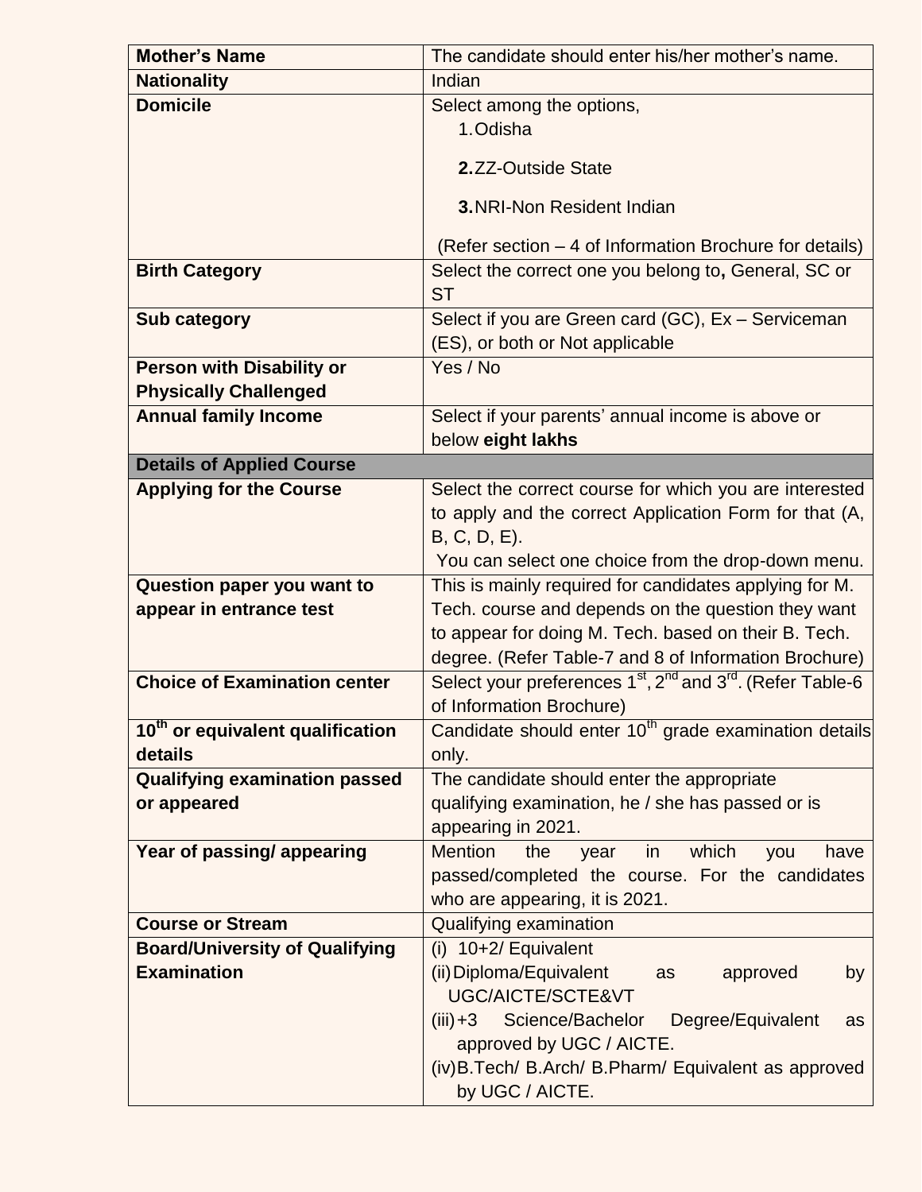| | |
|---|---|
| **Mother's Name** | The candidate should enter his/her mother's name. |
| **Nationality** | Indian |
| **Domicile** | Select among the options,<br>1. Odisha<br>**2.** ZZ-Outside State<br>**3.** NRI-Non Resident Indian<br>(Refer section – 4 of Information Brochure for details) |
| **Birth Category** | Select the correct one you belong to**,** General, SC or ST |
| **Sub category** | Select if you are Green card (GC), Ex – Serviceman (ES), or both or Not applicable |
| **Person with Disability or Physically Challenged** | Yes / No |
| **Annual family Income** | Select if your parents' annual income is above or below **eight lakhs** |
| **Details of Applied Course** | |
| **Applying for the Course** | Select the correct course for which you are interested to apply and the correct Application Form for that (A, B, C, D, E).<br>You can select one choice from the drop-down menu. |
| **Question paper you want to appear in entrance test** | This is mainly required for candidates applying for M. Tech. course and depends on the question they want to appear for doing M. Tech. based on their B. Tech. degree. (Refer Table-7 and 8 of Information Brochure) |
| **Choice of Examination center** | Select your preferences 1st, 2nd and 3rd. (Refer Table-6 of Information Brochure) |
| **10th or equivalent qualification details** | Candidate should enter 10th grade examination details only. |
| **Qualifying examination passed or appeared** | The candidate should enter the appropriate qualifying examination, he / she has passed or is appearing in 2021. |
| **Year of passing/ appearing** | Mention the year in which you have passed/completed the course. For the candidates who are appearing, it is 2021. |
| **Course or Stream** | Qualifying examination |
| **Board/University of Qualifying Examination** | (i) 10+2/ Equivalent<br>(ii) Diploma/Equivalent as approved by UGC/AICTE/SCTE&VT<br>(iii) +3 Science/Bachelor Degree/Equivalent as approved by UGC / AICTE.<br>(iv) B.Tech/ B.Arch/ B.Pharm/ Equivalent as approved by UGC / AICTE. |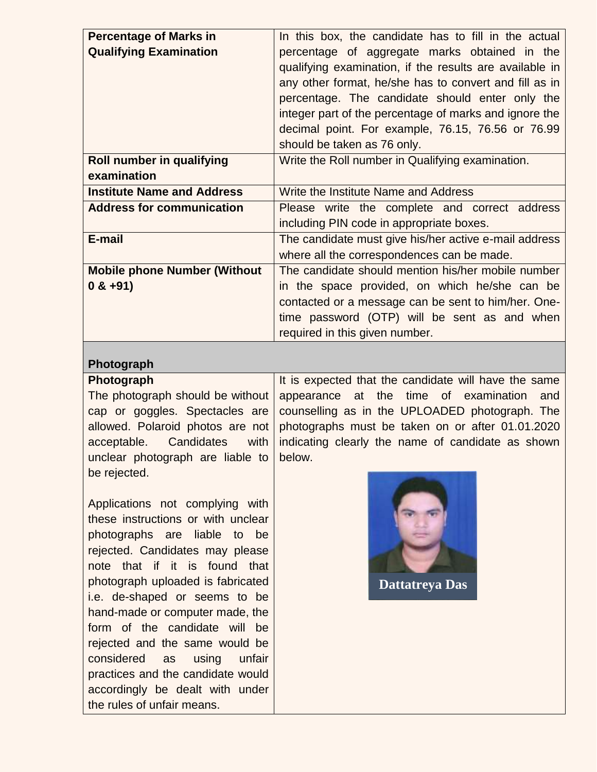| | |
|---|---|
| **Percentage of Marks in Qualifying Examination** | In this box, the candidate has to fill in the actual percentage of aggregate marks obtained in the qualifying examination, if the results are available in any other format, he/she has to convert and fill as in percentage. The candidate should enter only the integer part of the percentage of marks and ignore the decimal point. For example, 76.15, 76.56 or 76.99 should be taken as 76 only. |
| **Roll number in qualifying examination** | Write the Roll number in Qualifying examination. |
| **Institute Name and Address** | Write the Institute Name and Address |
| **Address for communication** | Please write the complete and correct address including PIN code in appropriate boxes. |
| **E-mail** | The candidate must give his/her active e-mail address where all the correspondences can be made. |
| **Mobile phone Number (Without 0 & +91)** | The candidate should mention his/her mobile number in the space provided, on which he/she can be contacted or a message can be sent to him/her. One-time password (OTP) will be sent as and when required in this given number. |
| **Photograph** | |
| **Photograph**<br>The photograph should be without cap or goggles. Spectacles are allowed. Polaroid photos are not acceptable. Candidates with unclear photograph are liable to be rejected.<br><br>Applications not complying with these instructions or with unclear photographs are liable to be rejected. Candidates may please note that if it is found that photograph uploaded is fabricated i.e. de-shaped or seems to be hand-made or computer made, the form of the candidate will be rejected and the same would be considered as using unfair practices and the candidate would accordingly be dealt with under the rules of unfair means. | It is expected that the candidate will have the same appearance at the time of examination and counselling as in the UPLOADED photograph. The photographs must be taken on or after 01.01.2020 indicating clearly the name of candidate as shown below.<br><br>Dattatreya Das |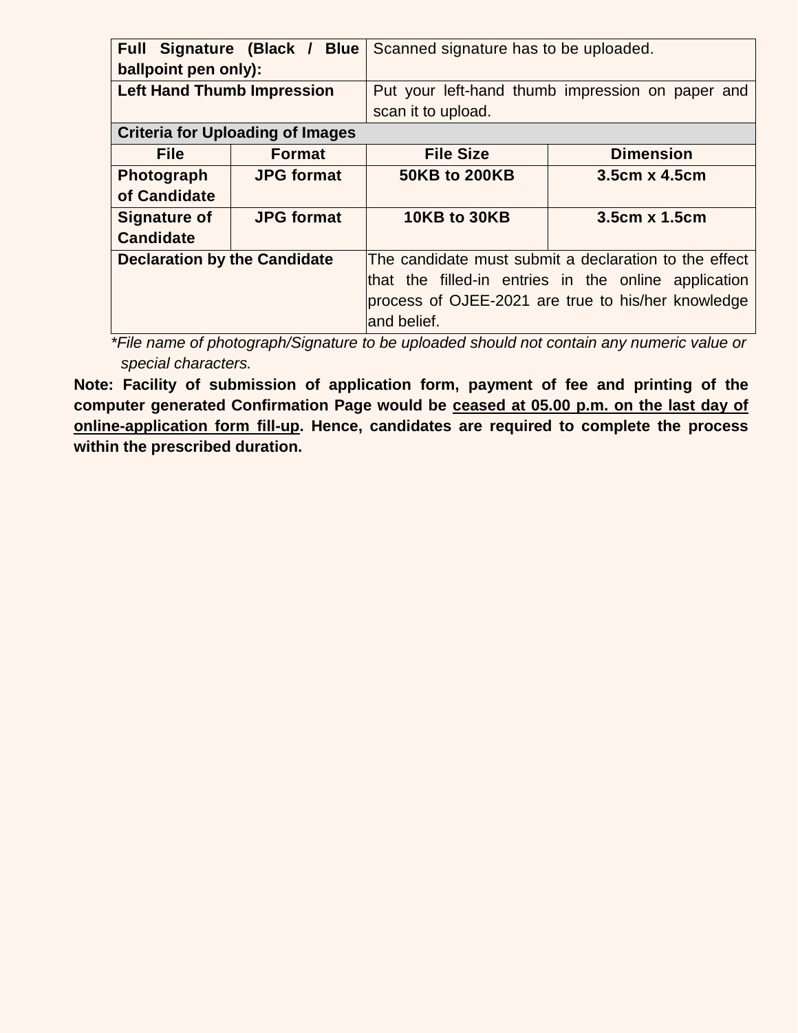| | | | |
|---|---|---|---|
| **Full Signature (Black / Blue ballpoint pen only):** | | Scanned signature has to be uploaded. | |
| **Left Hand Thumb Impression** | | Put your left-hand thumb impression on paper and scan it to upload. | |
| **Criteria for Uploading of Images** | | | |
| **File** | **Format** | **File Size** | **Dimension** |
| **Photograph of Candidate** | **JPG format** | **50KB to 200KB** | **3.5cm x 4.5cm** |
| **Signature of Candidate** | **JPG format** | **10KB to 30KB** | **3.5cm x 1.5cm** |
| **Declaration by the Candidate** | | The candidate must submit a declaration to the effect that the filled-in entries in the online application process of OJEE-2021 are true to his/her knowledge and belief. | |

*\*File name of photograph/Signature to be uploaded should not contain any numeric value or special characters.*

**Note: Facility of submission of application form, payment of fee and printing of the computer generated Confirmation Page would be <u>ceased at 05.00 p.m. on the last day of online-application form fill-up</u>. Hence, candidates are required to complete the process within the prescribed duration.**